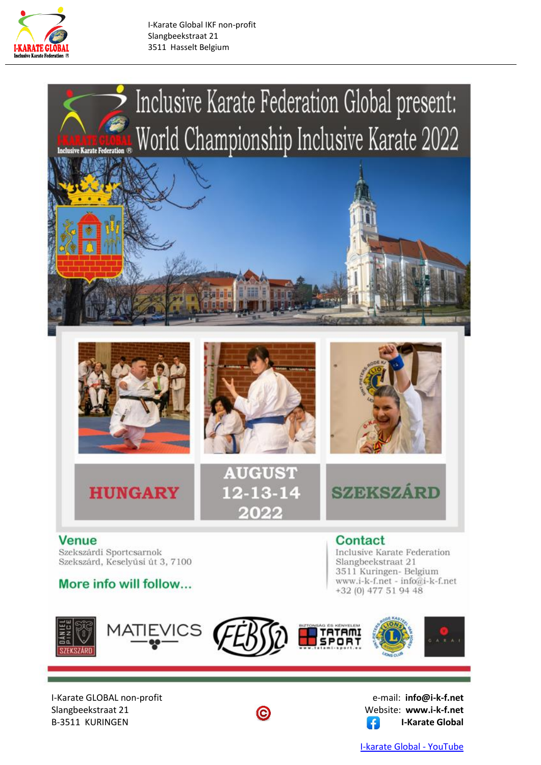I-Karate Global IKF non-profit
Slangbeekstraat 21
3511 Hasselt Belgium

# Inclusive Karate Federation Global present: World Championship Inclusive Karate 2022

**HUNGARY**

**AUGUST 12-13-14 2022**

**SZEKSZÁRD**

## Venue

Szekszárdi Sportcsarnok
Szekszárd, Keselyűsi út 3, 7100

**More info will follow...**

## Contact

Inclusive Karate Federation
Slangbeekstraat 21
3511 Kuringen- Belgium
www.i-k-f.net - info@i-k-f.net
+32 (0) 477 51 94 48

I-Karate GLOBAL non-profit
Slangbeekstraat 21
B-3511 KURINGEN

e-mail: **info@i-k-f.net**
Website: **www.i-k-f.net**
**I-Karate Global**

[I-karate Global - YouTube]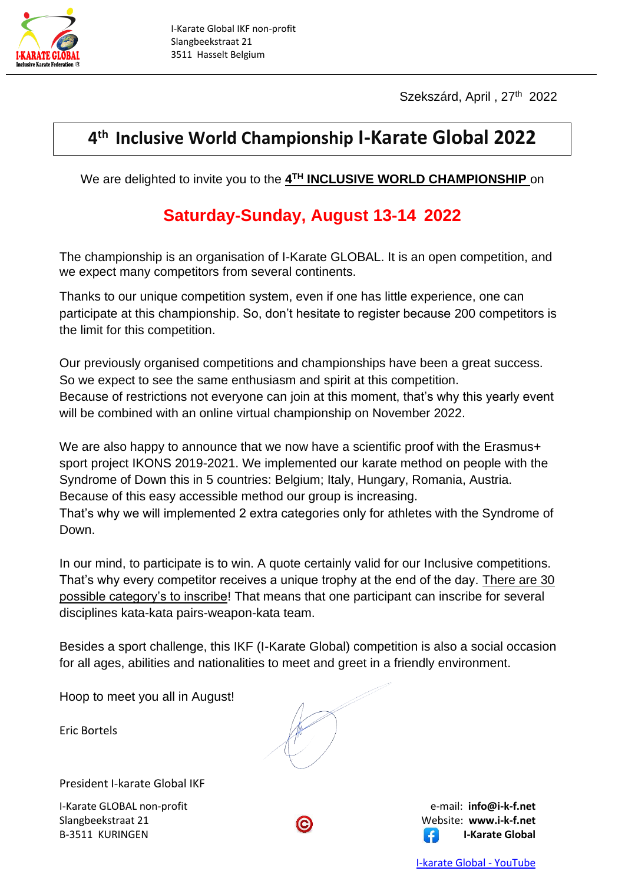I-Karate Global IKF non-profit
Slangbeekstraat 21
3511 Hasselt Belgium

Szekszárd, April , 27th 2022

# 4th Inclusive World Championship I-Karate Global 2022

We are delighted to invite you to the **4TH INCLUSIVE WORLD CHAMPIONSHIP** on

## Saturday-Sunday, August 13-14 2022

The championship is an organisation of I-Karate GLOBAL. It is an open competition, and we expect many competitors from several continents.

Thanks to our unique competition system, even if one has little experience, one can participate at this championship. So, don't hesitate to register because 200 competitors is the limit for this competition.

Our previously organised competitions and championships have been a great success. So we expect to see the same enthusiasm and spirit at this competition.
Because of restrictions not everyone can join at this moment, that's why this yearly event will be combined with an online virtual championship on November 2022.

We are also happy to announce that we now have a scientific proof with the Erasmus+ sport project IKONS 2019-2021. We implemented our karate method on people with the Syndrome of Down this in 5 countries: Belgium; Italy, Hungary, Romania, Austria.
Because of this easy accessible method our group is increasing.
That's why we will implemented 2 extra categories only for athletes with the Syndrome of Down.

In our mind, to participate is to win. A quote certainly valid for our Inclusive competitions. That's why every competitor receives a unique trophy at the end of the day. There are 30 possible category's to inscribe! That means that one participant can inscribe for several disciplines kata-kata pairs-weapon-kata team.

Besides a sport challenge, this IKF (I-Karate Global) competition is also a social occasion for all ages, abilities and nationalities to meet and greet in a friendly environment.

Hoop to meet you all in August!

Eric Bortels

President I-karate Global IKF

I-Karate GLOBAL non-profit
Slangbeekstraat 21
B-3511 KURINGEN

e-mail: **info@i-k-f.net**
Website: **www.i-k-f.net**
**I-Karate Global**

I-karate Global - YouTube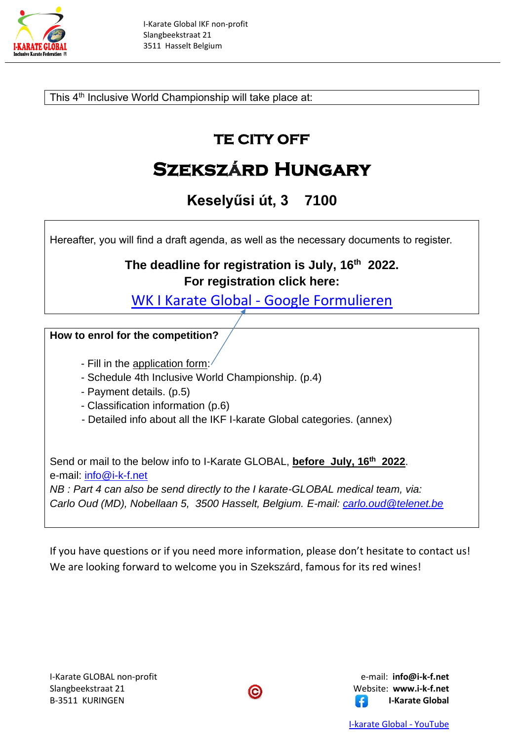This 4th Inclusive World Championship will take place at:

# TE CITY OFF

# SZEKSZÁRD HUNGARY

## Keselyűsi út, 3   7100

Hereafter, you will find a draft agenda, as well as the necessary documents to register.

**The deadline for registration is July, 16th 2022.**
**For registration click here:**

[WK I Karate Global - Google Formulieren]

**How to enrol for the competition?**

- Fill in the application form:
- Schedule 4th Inclusive World Championship. (p.4)
- Payment details. (p.5)
- Classification information (p.6)
- Detailed info about all the IKF I-karate Global categories. (annex)

Send or mail to the below info to I-Karate GLOBAL, **before July, 16th 2022**.
e-mail: info@i-k-f.net
*NB : Part 4 can also be send directly to the I karate-GLOBAL medical team, via:*
*Carlo Oud (MD), Nobellaan 5, 3500 Hasselt, Belgium. E-mail: carlo.oud@telenet.be*

If you have questions or if you need more information, please don't hesitate to contact us!
We are looking forward to welcome you in Szekszárd, famous for its red wines!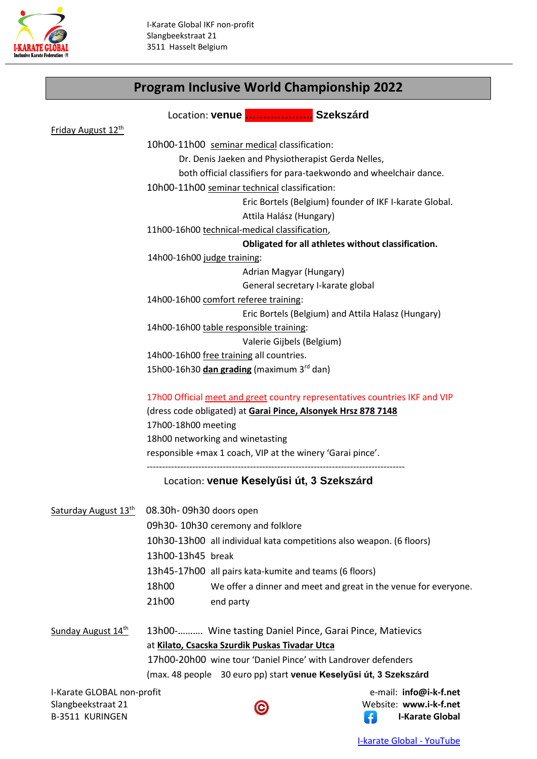I-Karate Global IKF non-profit
Slangbeekstraat 21
3511 Hasselt Belgium

# Program Inclusive World Championship 2022

Location: **venue .................... Szekszárd**

Friday August 12th

10h00-11h00 seminar medical classification:
Dr. Denis Jaeken and Physiotherapist Gerda Nelles,
both official classifiers for para-taekwondo and wheelchair dance.

10h00-11h00 seminar technical classification:
Eric Bortels (Belgium) founder of IKF I-karate Global.
Attila Halász (Hungary)

11h00-16h00 technical-medical classification,
**Obligated for all athletes without classification.**

14h00-16h00 judge training:
Adrian Magyar (Hungary)
General secretary I-karate global

14h00-16h00 comfort referee training:
Eric Bortels (Belgium) and Attila Halasz (Hungary)

14h00-16h00 table responsible training:
Valerie Gijbels (Belgium)

14h00-16h00 free training all countries.

15h00-16h30 **dan grading** (maximum 3rd dan)

17h00 Official meet and greet country representatives countries IKF and VIP
(dress code obligated) at **Garai Pince, Alsonyek Hrsz 878 7148**
17h00-18h00 meeting
18h00 networking and winetasting
responsible +max 1 coach, VIP at the winery 'Garai pince'.

-------------------------------------------------------------------------------------

Location: **venue Keselyűsi út, 3 Szekszárd**

Saturday August 13th

08.30h- 09h30 doors open
09h30- 10h30 ceremony and folklore
10h30-13h00 all individual kata competitions also weapon. (6 floors)
13h00-13h45 break
13h45-17h00 all pairs kata-kumite and teams (6 floors)
18h00 We offer a dinner and meet and great in the venue for everyone.
21h00 end party

Sunday August 14th

13h00-.......... Wine tasting Daniel Pince, Garai Pince, Matievics
at **Kilato, Csacska Szurdik Puskas Tivadar Utca**
17h00-20h00 wine tour 'Daniel Pince' with Landrover defenders
(max. 48 people 30 euro pp) start **venue Keselyűsi út, 3 Szekszárd**

I-Karate GLOBAL non-profit
Slangbeekstraat 21
B-3511 KURINGEN

e-mail: **info@i-k-f.net**
Website: **www.i-k-f.net**
**I-Karate Global**

I-karate Global - YouTube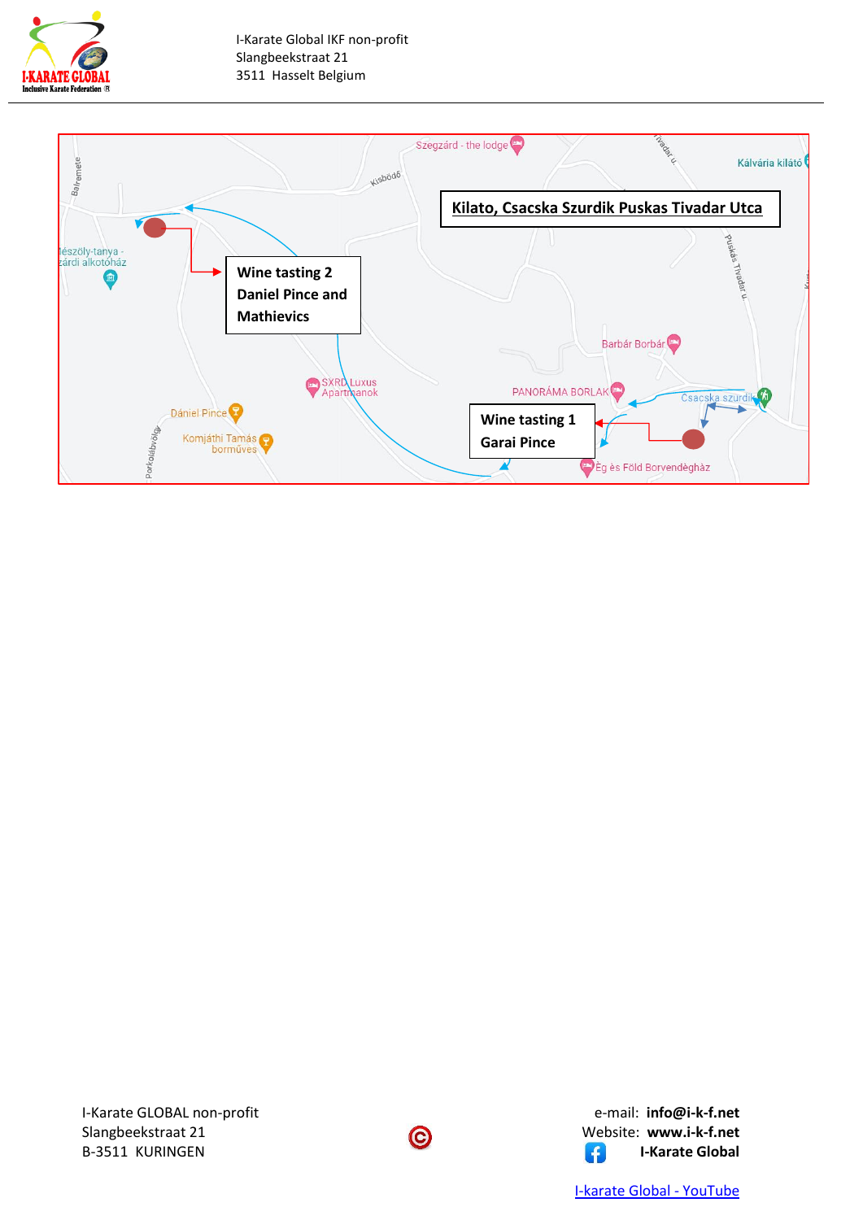**Kilato, Csacska Szurdik Puskas Tivadar Utca**

**Wine tasting 2**
**Daniel Pince and Mathievics**

**Wine tasting 1**
**Garai Pince**

Szegzárd - the lodge

Kálvária kilátó

Kisbödő

Balremete

Tivadar u.

Puskás Tivadar u.

Mészöly-tanya - zárdi alkotóház

Barbár Borbár

SXRD Luxus Apartmanok

PANORÁMA BORLAK

Csacska szurdik

Dániel Pince

Komjáthi Tamás borműves

Porkolábvölgy

Ég és Föld Borvendégház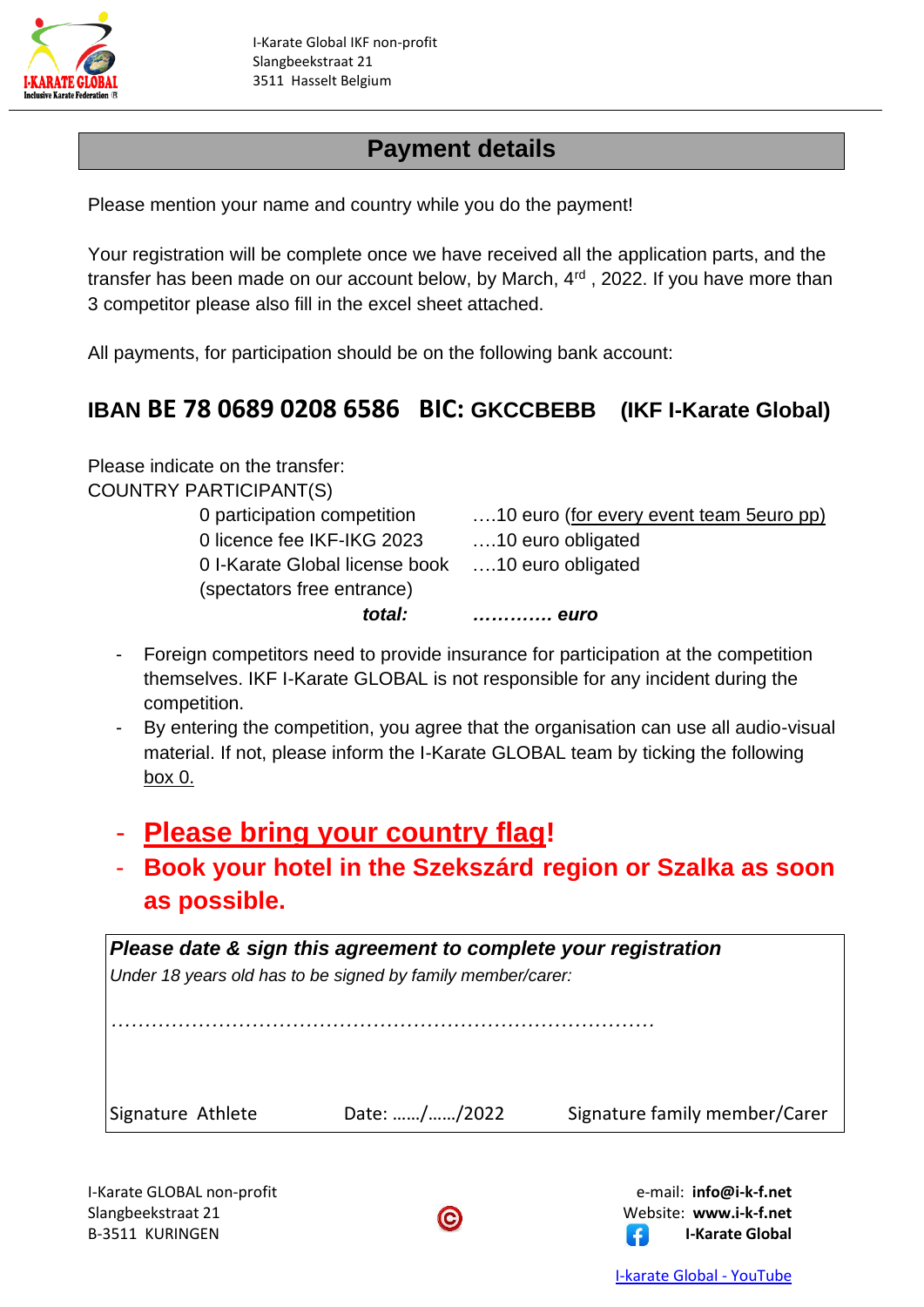I-Karate Global IKF non-profit
Slangbeekstraat 21
3511 Hasselt Belgium

## Payment details

Please mention your name and country while you do the payment!

Your registration will be complete once we have received all the application parts, and the transfer has been made on our account below, by March, 4rd , 2022. If you have more than 3 competitor please also fill in the excel sheet attached.

All payments, for participation should be on the following bank account:

### IBAN BE 78 0689 0208 6586 BIC: GKCCBEBB (IKF I-Karate Global)

Please indicate on the transfer:
COUNTRY PARTICIPANT(S)

| | |
|---|---|
| 0 participation competition | ….10 euro (for every event team 5euro pp) |
| 0 licence fee IKF-IKG 2023 | ….10 euro obligated |
| 0 I-Karate Global license book | ….10 euro obligated |
| (spectators free entrance) | |
| ***total:*** | ***…………. euro*** |

- Foreign competitors need to provide insurance for participation at the competition themselves. IKF I-Karate GLOBAL is not responsible for any incident during the competition.
- By entering the competition, you agree that the organisation can use all audio-visual material. If not, please inform the I-Karate GLOBAL team by ticking the following box 0.

- **Please bring your country flag!**
- **Book your hotel in the Szekszárd region or Szalka as soon as possible.**

***Please date & sign this agreement to complete your registration***
*Under 18 years old has to be signed by family member/carer:*

……………………………………………………………………………

Signature Athlete Date: ……/……/2022 Signature family member/Carer

I-Karate GLOBAL non-profit
Slangbeekstraat 21
B-3511 KURINGEN

e-mail: **info@i-k-f.net**
Website: **www.i-k-f.net**
**I-Karate Global**

I-karate Global - YouTube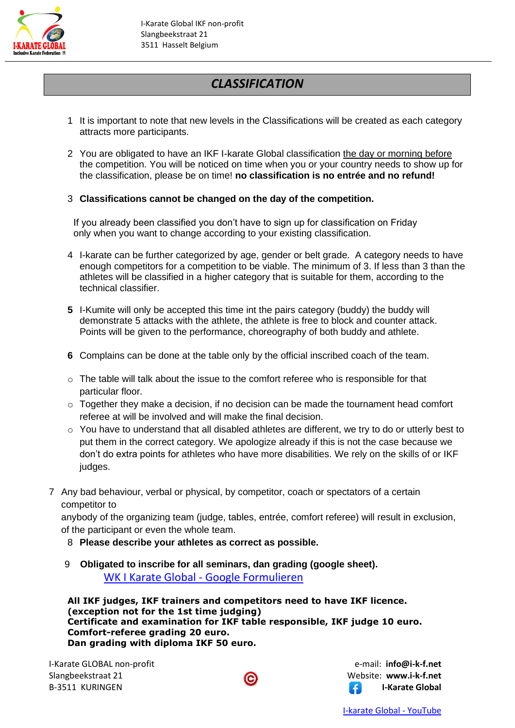## *CLASSIFICATION*

1. It is important to note that new levels in the Classifications will be created as each category attracts more participants.

2. You are obligated to have an IKF I-karate Global classification the day or morning before the competition. You will be noticed on time when you or your country needs to show up for the classification, please be on time! **no classification is no entrée and no refund!**

3. **Classifications cannot be changed on the day of the competition.**

   If you already been classified you don't have to sign up for classification on Friday only when you want to change according to your existing classification.

4. I-karate can be further categorized by age, gender or belt grade. A category needs to have enough competitors for a competition to be viable. The minimum of 3. If less than 3 than the athletes will be classified in a higher category that is suitable for them, according to the technical classifier.

5. I-Kumite will only be accepted this time int the pairs category (buddy) the buddy will demonstrate 5 attacks with the athlete, the athlete is free to block and counter attack. Points will be given to the performance, choreography of both buddy and athlete.

6. Complains can be done at the table only by the official inscribed coach of the team.

   - The table will talk about the issue to the comfort referee who is responsible for that particular floor.
   - Together they make a decision, if no decision can be made the tournament head comfort referee at will be involved and will make the final decision.
   - You have to understand that all disabled athletes are different, we try to do or utterly best to put them in the correct category. We apologize already if this is not the case because we don't do extra points for athletes who have more disabilities. We rely on the skills of or IKF judges.

7. Any bad behaviour, verbal or physical, by competitor, coach or spectators of a certain competitor to
   anybody of the organizing team (judge, tables, entrée, comfort referee) will result in exclusion, of the participant or even the whole team.

8. **Please describe your athletes as correct as possible.**

9. **Obligated to inscribe for all seminars, dan grading (google sheet).**
   [WK I Karate Global - Google Formulieren]

**All IKF judges, IKF trainers and competitors need to have IKF licence.**
**(exception not for the 1st time judging)**
**Certificate and examination for IKF table responsible, IKF judge 10 euro.**
**Comfort-referee grading 20 euro.**
**Dan grading with diploma IKF 50 euro.**